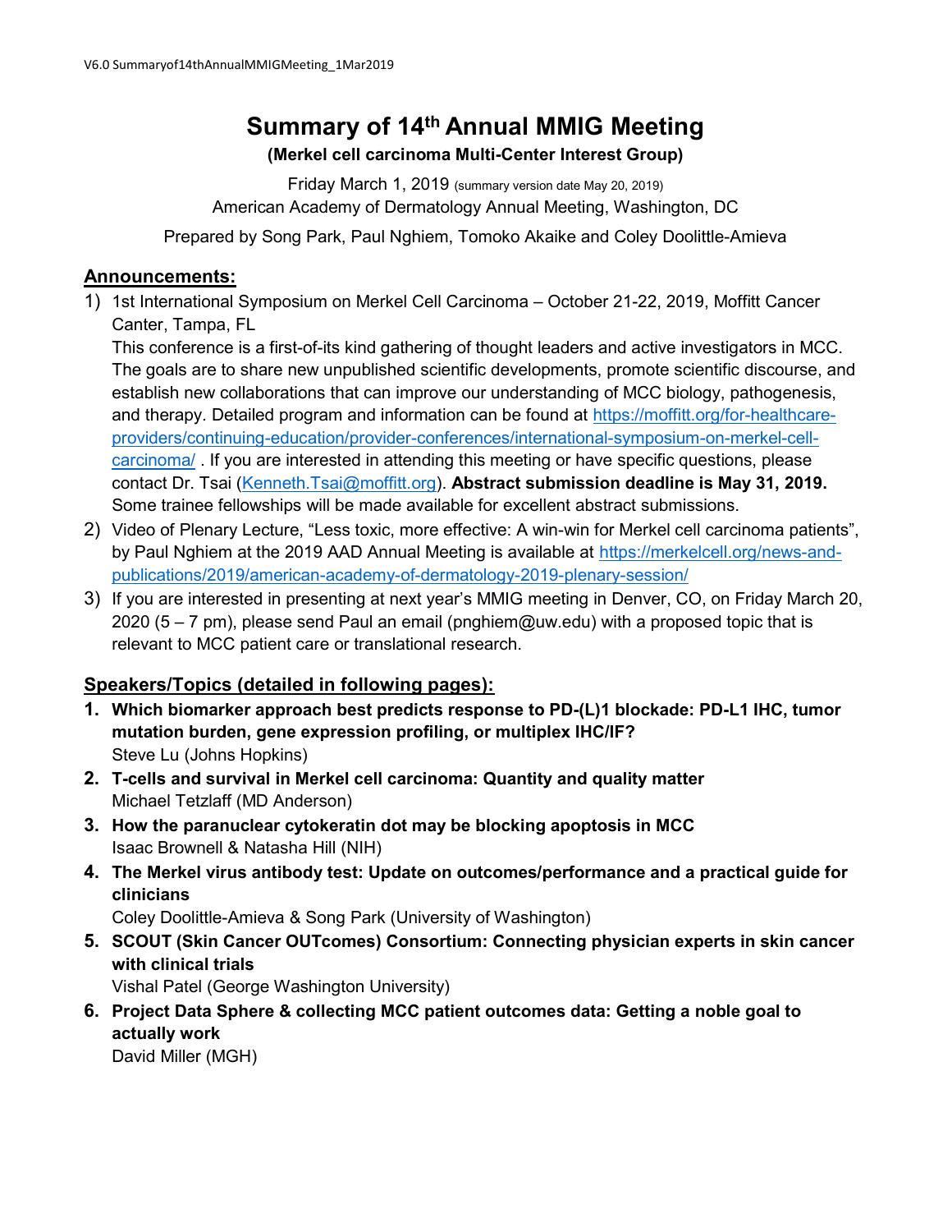# Summary of 14th Annual MMIG Meeting

**(Merkel cell carcinoma Multi-Center Interest Group)**

Friday March 1, 2019 (summary version date May 20, 2019)
American Academy of Dermatology Annual Meeting, Washington, DC

Prepared by Song Park, Paul Nghiem, Tomoko Akaike and Coley Doolittle-Amieva

## Announcements:

1) 1st International Symposium on Merkel Cell Carcinoma – October 21-22, 2019, Moffitt Cancer Center, Tampa, FL
   This conference is a first-of-its kind gathering of thought leaders and active investigators in MCC. The goals are to share new unpublished scientific developments, promote scientific discourse, and establish new collaborations that can improve our understanding of MCC biology, pathogenesis, and therapy. Detailed program and information can be found at https://moffitt.org/for-healthcare-providers/continuing-education/provider-conferences/international-symposium-on-merkel-cell-carcinoma/ . If you are interested in attending this meeting or have specific questions, please contact Dr. Tsai (Kenneth.Tsai@moffitt.org). **Abstract submission deadline is May 31, 2019.** Some trainee fellowships will be made available for excellent abstract submissions.
2) Video of Plenary Lecture, "Less toxic, more effective: A win-win for Merkel cell carcinoma patients", by Paul Nghiem at the 2019 AAD Annual Meeting is available at https://merkelcell.org/news-and-publications/2019/american-academy-of-dermatology-2019-plenary-session/
3) If you are interested in presenting at next year's MMIG meeting in Denver, CO, on Friday March 20, 2020 (5 – 7 pm), please send Paul an email (pnghiem@uw.edu) with a proposed topic that is relevant to MCC patient care or translational research.

## Speakers/Topics (detailed in following pages):

1. **Which biomarker approach best predicts response to PD-(L)1 blockade: PD-L1 IHC, tumor mutation burden, gene expression profiling, or multiplex IHC/IF?**
   Steve Lu (Johns Hopkins)
2. **T-cells and survival in Merkel cell carcinoma: Quantity and quality matter**
   Michael Tetzlaff (MD Anderson)
3. **How the paranuclear cytokeratin dot may be blocking apoptosis in MCC**
   Isaac Brownell & Natasha Hill (NIH)
4. **The Merkel virus antibody test: Update on outcomes/performance and a practical guide for clinicians**
   Coley Doolittle-Amieva & Song Park (University of Washington)
5. **SCOUT (Skin Cancer OUTcomes) Consortium: Connecting physician experts in skin cancer with clinical trials**
   Vishal Patel (George Washington University)
6. **Project Data Sphere & collecting MCC patient outcomes data: Getting a noble goal to actually work**
   David Miller (MGH)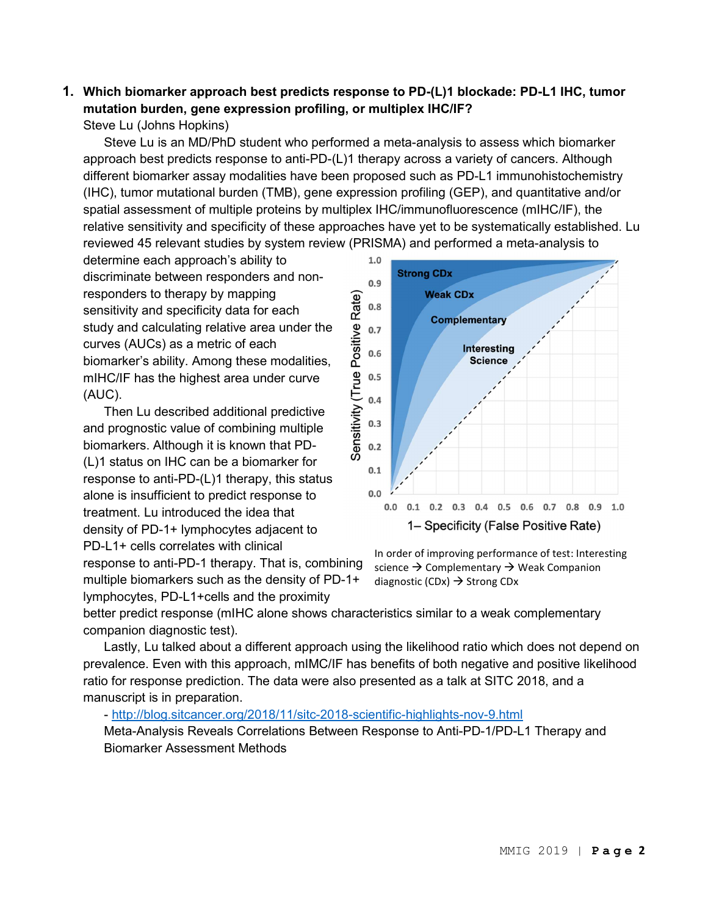1. **Which biomarker approach best predicts response to PD-(L)1 blockade: PD-L1 IHC, tumor mutation burden, gene expression profiling, or multiplex IHC/IF?**

Steve Lu (Johns Hopkins)

Steve Lu is an MD/PhD student who performed a meta-analysis to assess which biomarker approach best predicts response to anti-PD-(L)1 therapy across a variety of cancers. Although different biomarker assay modalities have been proposed such as PD-L1 immunohistochemistry (IHC), tumor mutational burden (TMB), gene expression profiling (GEP), and quantitative and/or spatial assessment of multiple proteins by multiplex IHC/immunofluorescence (mIHC/IF), the relative sensitivity and specificity of these approaches have yet to be systematically established. Lu reviewed 45 relevant studies by system review (PRISMA) and performed a meta-analysis to determine each approach's ability to discriminate between responders and non-responders to therapy by mapping sensitivity and specificity data for each study and calculating relative area under the curves (AUCs) as a metric of each biomarker's ability. Among these modalities, mIHC/IF has the highest area under curve (AUC).

In order of improving performance of test: Interesting science → Complementary → Weak Companion diagnostic (CDx) → Strong CDx

Then Lu described additional predictive and prognostic value of combining multiple biomarkers. Although it is known that PD-(L)1 status on IHC can be a biomarker for response to anti-PD-(L)1 therapy, this status alone is insufficient to predict response to treatment. Lu introduced the idea that density of PD-1+ lymphocytes adjacent to PD-L1+ cells correlates with clinical response to anti-PD-1 therapy. That is, combining multiple biomarkers such as the density of PD-1+ lymphocytes, PD-L1+cells and the proximity better predict response (mIHC alone shows characteristics similar to a weak complementary companion diagnostic test).

Lastly, Lu talked about a different approach using the likelihood ratio which does not depend on prevalence. Even with this approach, mIMC/IF has benefits of both negative and positive likelihood ratio for response prediction. The data were also presented as a talk at SITC 2018, and a manuscript is in preparation.

- http://blog.sitcancer.org/2018/11/sitc-2018-scientific-highlights-nov-9.html
Meta-Analysis Reveals Correlations Between Response to Anti-PD-1/PD-L1 Therapy and Biomarker Assessment Methods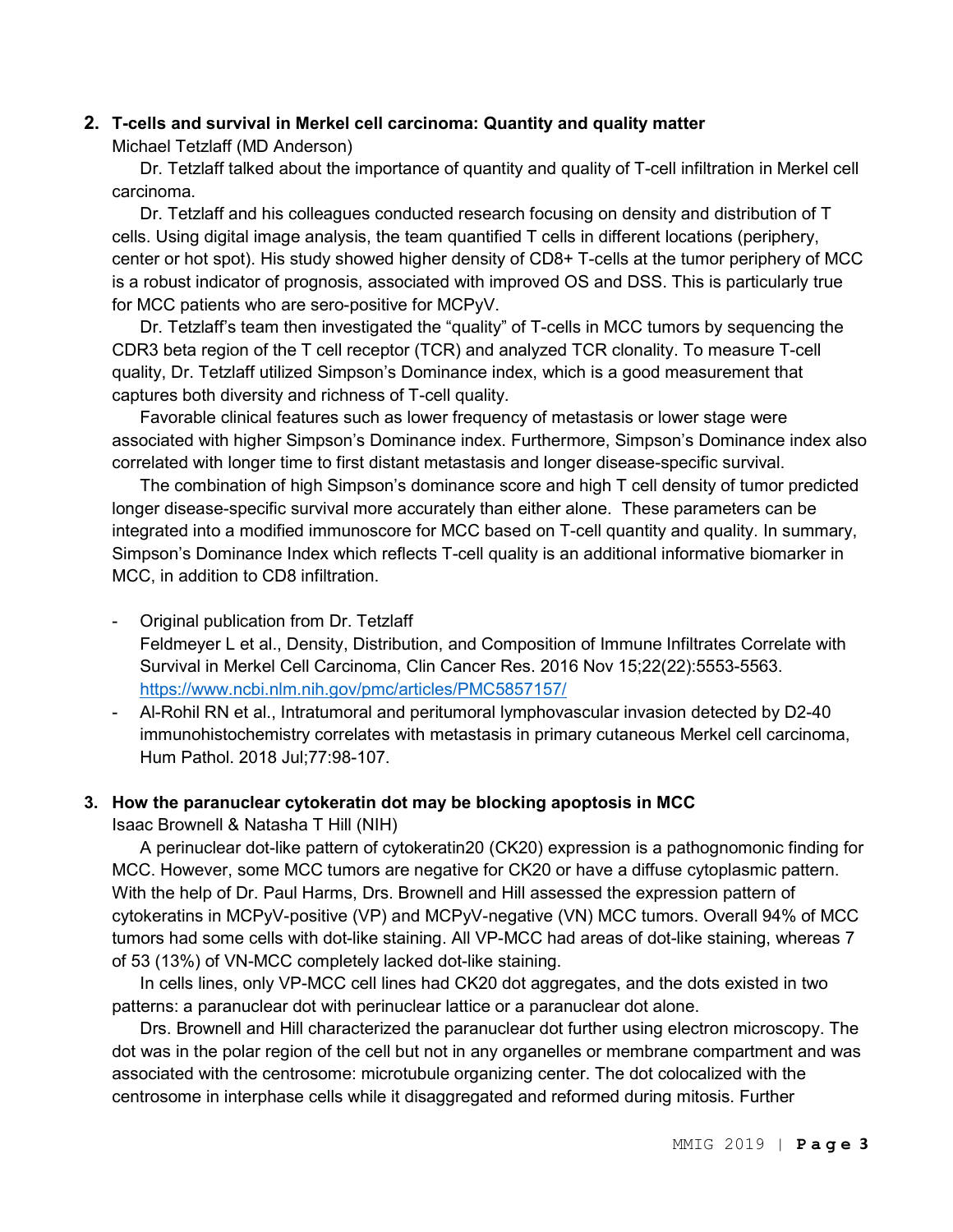## 2. T-cells and survival in Merkel cell carcinoma: Quantity and quality matter

Michael Tetzlaff (MD Anderson)

Dr. Tetzlaff talked about the importance of quantity and quality of T-cell infiltration in Merkel cell carcinoma.

Dr. Tetzlaff and his colleagues conducted research focusing on density and distribution of T cells. Using digital image analysis, the team quantified T cells in different locations (periphery, center or hot spot). His study showed higher density of CD8+ T-cells at the tumor periphery of MCC is a robust indicator of prognosis, associated with improved OS and DSS. This is particularly true for MCC patients who are sero-positive for MCPyV.

Dr. Tetzlaff's team then investigated the "quality" of T-cells in MCC tumors by sequencing the CDR3 beta region of the T cell receptor (TCR) and analyzed TCR clonality. To measure T-cell quality, Dr. Tetzlaff utilized Simpson's Dominance index, which is a good measurement that captures both diversity and richness of T-cell quality.

Favorable clinical features such as lower frequency of metastasis or lower stage were associated with higher Simpson's Dominance index. Furthermore, Simpson's Dominance index also correlated with longer time to first distant metastasis and longer disease-specific survival.

The combination of high Simpson's dominance score and high T cell density of tumor predicted longer disease-specific survival more accurately than either alone. These parameters can be integrated into a modified immunoscore for MCC based on T-cell quantity and quality. In summary, Simpson's Dominance Index which reflects T-cell quality is an additional informative biomarker in MCC, in addition to CD8 infiltration.

- Original publication from Dr. Tetzlaff
  Feldmeyer L et al., Density, Distribution, and Composition of Immune Infiltrates Correlate with Survival in Merkel Cell Carcinoma, Clin Cancer Res. 2016 Nov 15;22(22):5553-5563. https://www.ncbi.nlm.nih.gov/pmc/articles/PMC5857157/
- Al-Rohil RN et al., Intratumoral and peritumoral lymphovascular invasion detected by D2-40 immunohistochemistry correlates with metastasis in primary cutaneous Merkel cell carcinoma, Hum Pathol. 2018 Jul;77:98-107.

## 3. How the paranuclear cytokeratin dot may be blocking apoptosis in MCC

Isaac Brownell & Natasha T Hill (NIH)

A perinuclear dot-like pattern of cytokeratin20 (CK20) expression is a pathognomonic finding for MCC. However, some MCC tumors are negative for CK20 or have a diffuse cytoplasmic pattern. With the help of Dr. Paul Harms, Drs. Brownell and Hill assessed the expression pattern of cytokeratins in MCPyV-positive (VP) and MCPyV-negative (VN) MCC tumors. Overall 94% of MCC tumors had some cells with dot-like staining. All VP-MCC had areas of dot-like staining, whereas 7 of 53 (13%) of VN-MCC completely lacked dot-like staining.

In cells lines, only VP-MCC cell lines had CK20 dot aggregates, and the dots existed in two patterns: a paranuclear dot with perinuclear lattice or a paranuclear dot alone.

Drs. Brownell and Hill characterized the paranuclear dot further using electron microscopy. The dot was in the polar region of the cell but not in any organelles or membrane compartment and was associated with the centrosome: microtubule organizing center. The dot colocalized with the centrosome in interphase cells while it disaggregated and reformed during mitosis. Further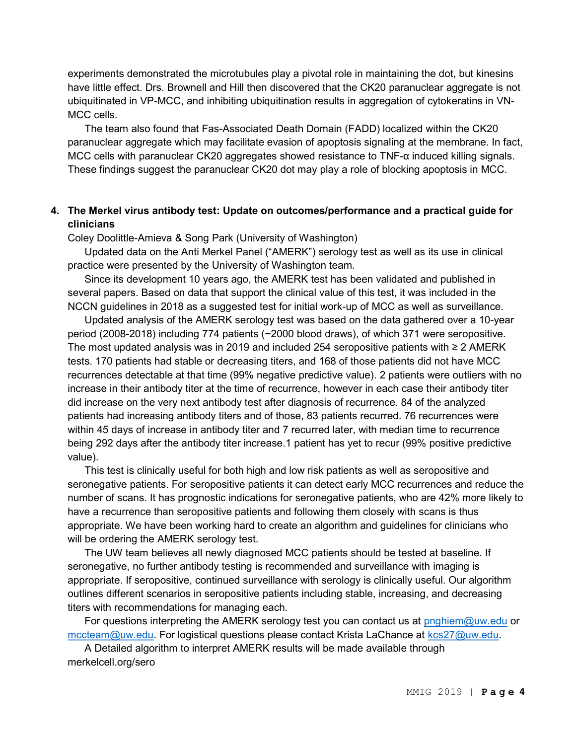experiments demonstrated the microtubules play a pivotal role in maintaining the dot, but kinesins have little effect. Drs. Brownell and Hill then discovered that the CK20 paranuclear aggregate is not ubiquitinated in VP-MCC, and inhibiting ubiquitination results in aggregation of cytokeratins in VN-MCC cells.

The team also found that Fas-Associated Death Domain (FADD) localized within the CK20 paranuclear aggregate which may facilitate evasion of apoptosis signaling at the membrane. In fact, MCC cells with paranuclear CK20 aggregates showed resistance to TNF-α induced killing signals. These findings suggest the paranuclear CK20 dot may play a role of blocking apoptosis in MCC.

### 4. The Merkel virus antibody test: Update on outcomes/performance and a practical guide for clinicians

Coley Doolittle-Amieva & Song Park (University of Washington)

Updated data on the Anti Merkel Panel ("AMERK") serology test as well as its use in clinical practice were presented by the University of Washington team.

Since its development 10 years ago, the AMERK test has been validated and published in several papers. Based on data that support the clinical value of this test, it was included in the NCCN guidelines in 2018 as a suggested test for initial work-up of MCC as well as surveillance.

Updated analysis of the AMERK serology test was based on the data gathered over a 10-year period (2008-2018) including 774 patients (~2000 blood draws), of which 371 were seropositive. The most updated analysis was in 2019 and included 254 seropositive patients with ≥ 2 AMERK tests. 170 patients had stable or decreasing titers, and 168 of those patients did not have MCC recurrences detectable at that time (99% negative predictive value). 2 patients were outliers with no increase in their antibody titer at the time of recurrence, however in each case their antibody titer did increase on the very next antibody test after diagnosis of recurrence. 84 of the analyzed patients had increasing antibody titers and of those, 83 patients recurred. 76 recurrences were within 45 days of increase in antibody titer and 7 recurred later, with median time to recurrence being 292 days after the antibody titer increase.1 patient has yet to recur (99% positive predictive value).

This test is clinically useful for both high and low risk patients as well as seropositive and seronegative patients. For seropositive patients it can detect early MCC recurrences and reduce the number of scans. It has prognostic indications for seronegative patients, who are 42% more likely to have a recurrence than seropositive patients and following them closely with scans is thus appropriate. We have been working hard to create an algorithm and guidelines for clinicians who will be ordering the AMERK serology test.

The UW team believes all newly diagnosed MCC patients should be tested at baseline. If seronegative, no further antibody testing is recommended and surveillance with imaging is appropriate. If seropositive, continued surveillance with serology is clinically useful. Our algorithm outlines different scenarios in seropositive patients including stable, increasing, and decreasing titers with recommendations for managing each.

For questions interpreting the AMERK serology test you can contact us at pnghiem@uw.edu or mccteam@uw.edu. For logistical questions please contact Krista LaChance at kcs27@uw.edu.

A Detailed algorithm to interpret AMERK results will be made available through merkelcell.org/sero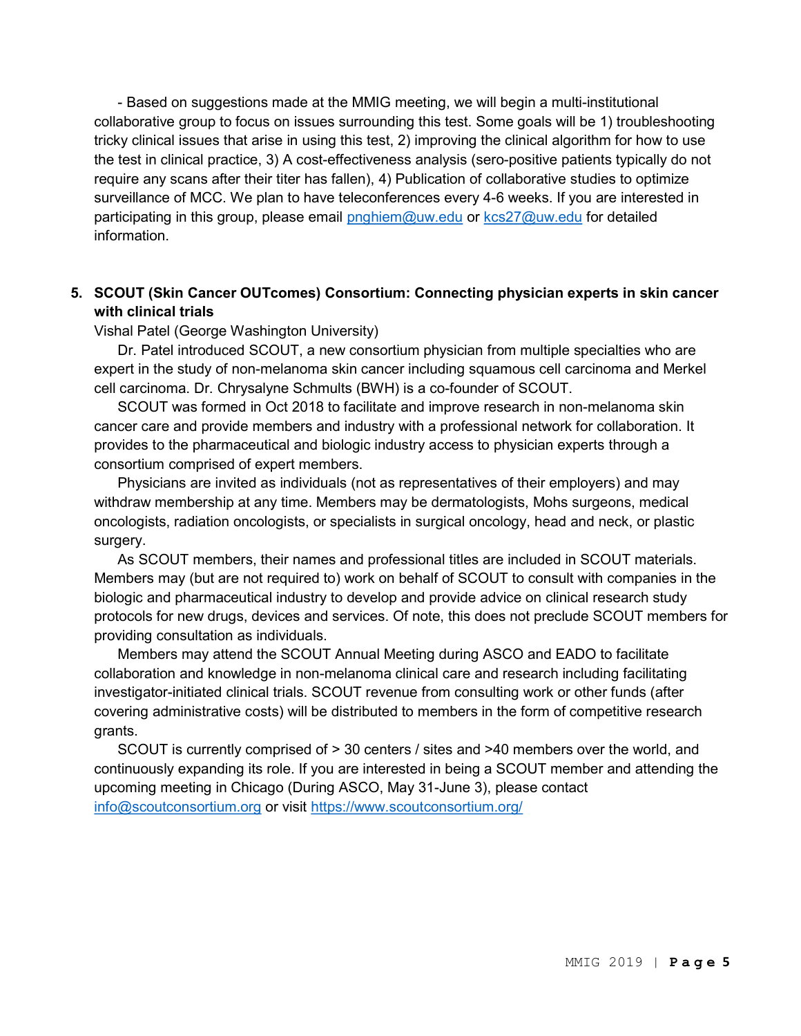- Based on suggestions made at the MMIG meeting, we will begin a multi-institutional collaborative group to focus on issues surrounding this test. Some goals will be 1) troubleshooting tricky clinical issues that arise in using this test, 2) improving the clinical algorithm for how to use the test in clinical practice, 3) A cost-effectiveness analysis (sero-positive patients typically do not require any scans after their titer has fallen), 4) Publication of collaborative studies to optimize surveillance of MCC. We plan to have teleconferences every 4-6 weeks. If you are interested in participating in this group, please email pnghiem@uw.edu or kcs27@uw.edu for detailed information.

5. **SCOUT (Skin Cancer OUTcomes) Consortium: Connecting physician experts in skin cancer with clinical trials**

Vishal Patel (George Washington University)

Dr. Patel introduced SCOUT, a new consortium physician from multiple specialties who are expert in the study of non-melanoma skin cancer including squamous cell carcinoma and Merkel cell carcinoma. Dr. Chrysalyne Schmults (BWH) is a co-founder of SCOUT.

SCOUT was formed in Oct 2018 to facilitate and improve research in non-melanoma skin cancer care and provide members and industry with a professional network for collaboration. It provides to the pharmaceutical and biologic industry access to physician experts through a consortium comprised of expert members.

Physicians are invited as individuals (not as representatives of their employers) and may withdraw membership at any time. Members may be dermatologists, Mohs surgeons, medical oncologists, radiation oncologists, or specialists in surgical oncology, head and neck, or plastic surgery.

As SCOUT members, their names and professional titles are included in SCOUT materials. Members may (but are not required to) work on behalf of SCOUT to consult with companies in the biologic and pharmaceutical industry to develop and provide advice on clinical research study protocols for new drugs, devices and services. Of note, this does not preclude SCOUT members for providing consultation as individuals.

Members may attend the SCOUT Annual Meeting during ASCO and EADO to facilitate collaboration and knowledge in non-melanoma clinical care and research including facilitating investigator-initiated clinical trials. SCOUT revenue from consulting work or other funds (after covering administrative costs) will be distributed to members in the form of competitive research grants.

SCOUT is currently comprised of > 30 centers / sites and >40 members over the world, and continuously expanding its role. If you are interested in being a SCOUT member and attending the upcoming meeting in Chicago (During ASCO, May 31-June 3), please contact info@scoutconsortium.org or visit https://www.scoutconsortium.org/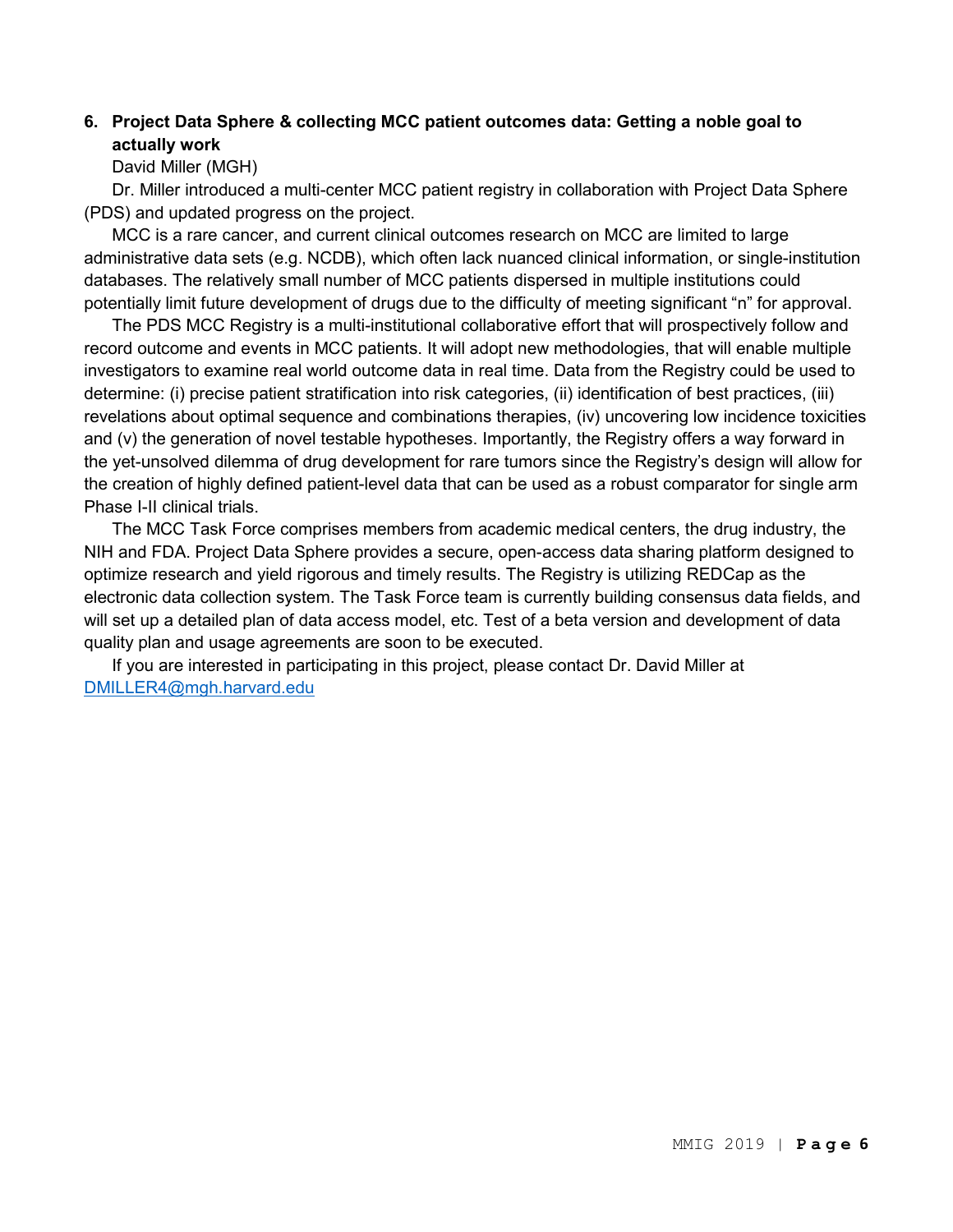**6. Project Data Sphere & collecting MCC patient outcomes data: Getting a noble goal to actually work**

David Miller (MGH)

Dr. Miller introduced a multi-center MCC patient registry in collaboration with Project Data Sphere (PDS) and updated progress on the project.

MCC is a rare cancer, and current clinical outcomes research on MCC are limited to large administrative data sets (e.g. NCDB), which often lack nuanced clinical information, or single-institution databases. The relatively small number of MCC patients dispersed in multiple institutions could potentially limit future development of drugs due to the difficulty of meeting significant "n" for approval.

The PDS MCC Registry is a multi-institutional collaborative effort that will prospectively follow and record outcome and events in MCC patients. It will adopt new methodologies, that will enable multiple investigators to examine real world outcome data in real time. Data from the Registry could be used to determine: (i) precise patient stratification into risk categories, (ii) identification of best practices, (iii) revelations about optimal sequence and combinations therapies, (iv) uncovering low incidence toxicities and (v) the generation of novel testable hypotheses. Importantly, the Registry offers a way forward in the yet-unsolved dilemma of drug development for rare tumors since the Registry's design will allow for the creation of highly defined patient-level data that can be used as a robust comparator for single arm Phase I-II clinical trials.

The MCC Task Force comprises members from academic medical centers, the drug industry, the NIH and FDA. Project Data Sphere provides a secure, open-access data sharing platform designed to optimize research and yield rigorous and timely results. The Registry is utilizing REDCap as the electronic data collection system. The Task Force team is currently building consensus data fields, and will set up a detailed plan of data access model, etc. Test of a beta version and development of data quality plan and usage agreements are soon to be executed.

If you are interested in participating in this project, please contact Dr. David Miller at DMILLER4@mgh.harvard.edu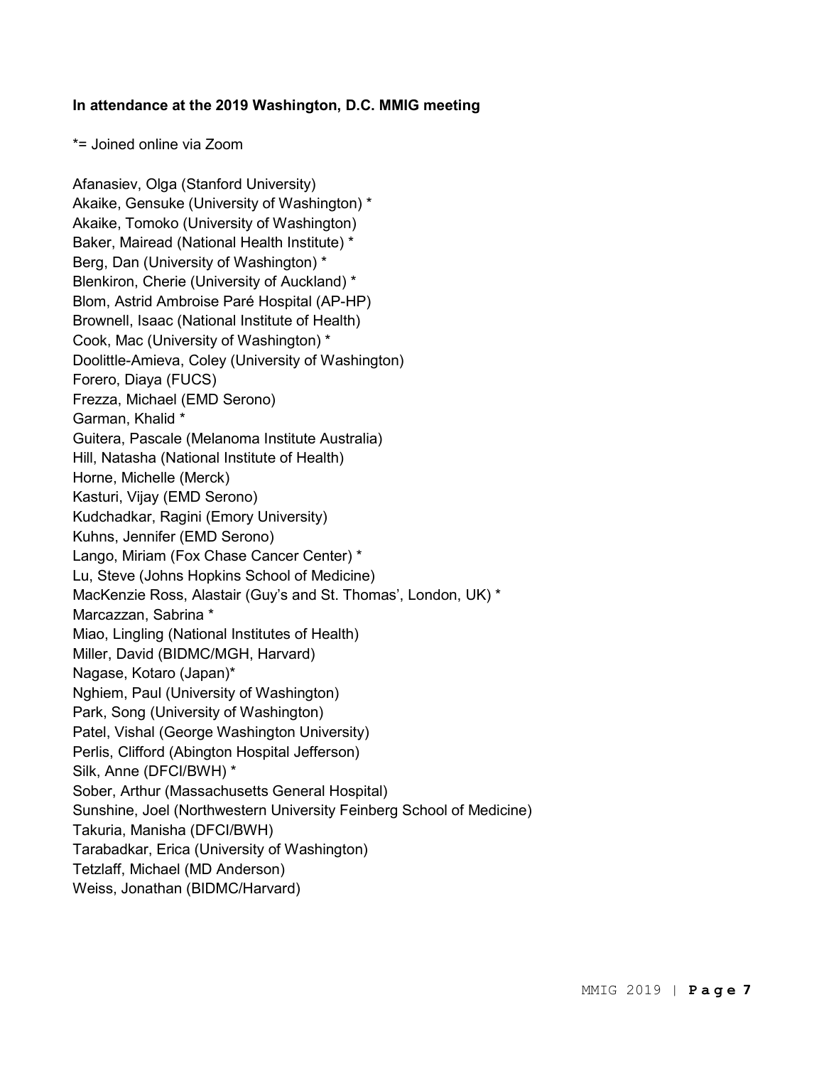**In attendance at the 2019 Washington, D.C. MMIG meeting**

*= Joined online via Zoom

Afanasiev, Olga (Stanford University)
Akaike, Gensuke (University of Washington) *
Akaike, Tomoko (University of Washington)
Baker, Mairead (National Health Institute) *
Berg, Dan (University of Washington) *
Blenkiron, Cherie (University of Auckland) *
Blom, Astrid Ambroise Paré Hospital (AP-HP)
Brownell, Isaac (National Institute of Health)
Cook, Mac (University of Washington) *
Doolittle-Amieva, Coley (University of Washington)
Forero, Diaya (FUCS)
Frezza, Michael (EMD Serono)
Garman, Khalid *
Guitera, Pascale (Melanoma Institute Australia)
Hill, Natasha (National Institute of Health)
Horne, Michelle (Merck)
Kasturi, Vijay (EMD Serono)
Kudchadkar, Ragini (Emory University)
Kuhns, Jennifer (EMD Serono)
Lango, Miriam (Fox Chase Cancer Center) *
Lu, Steve (Johns Hopkins School of Medicine)
MacKenzie Ross, Alastair (Guy's and St. Thomas', London, UK) *
Marcazzan, Sabrina *
Miao, Lingling (National Institutes of Health)
Miller, David (BIDMC/MGH, Harvard)
Nagase, Kotaro (Japan)*
Nghiem, Paul (University of Washington)
Park, Song (University of Washington)
Patel, Vishal (George Washington University)
Perlis, Clifford (Abington Hospital Jefferson)
Silk, Anne (DFCI/BWH) *
Sober, Arthur (Massachusetts General Hospital)
Sunshine, Joel (Northwestern University Feinberg School of Medicine)
Takuria, Manisha (DFCI/BWH)
Tarabadkar, Erica (University of Washington)
Tetzlaff, Michael (MD Anderson)
Weiss, Jonathan (BIDMC/Harvard)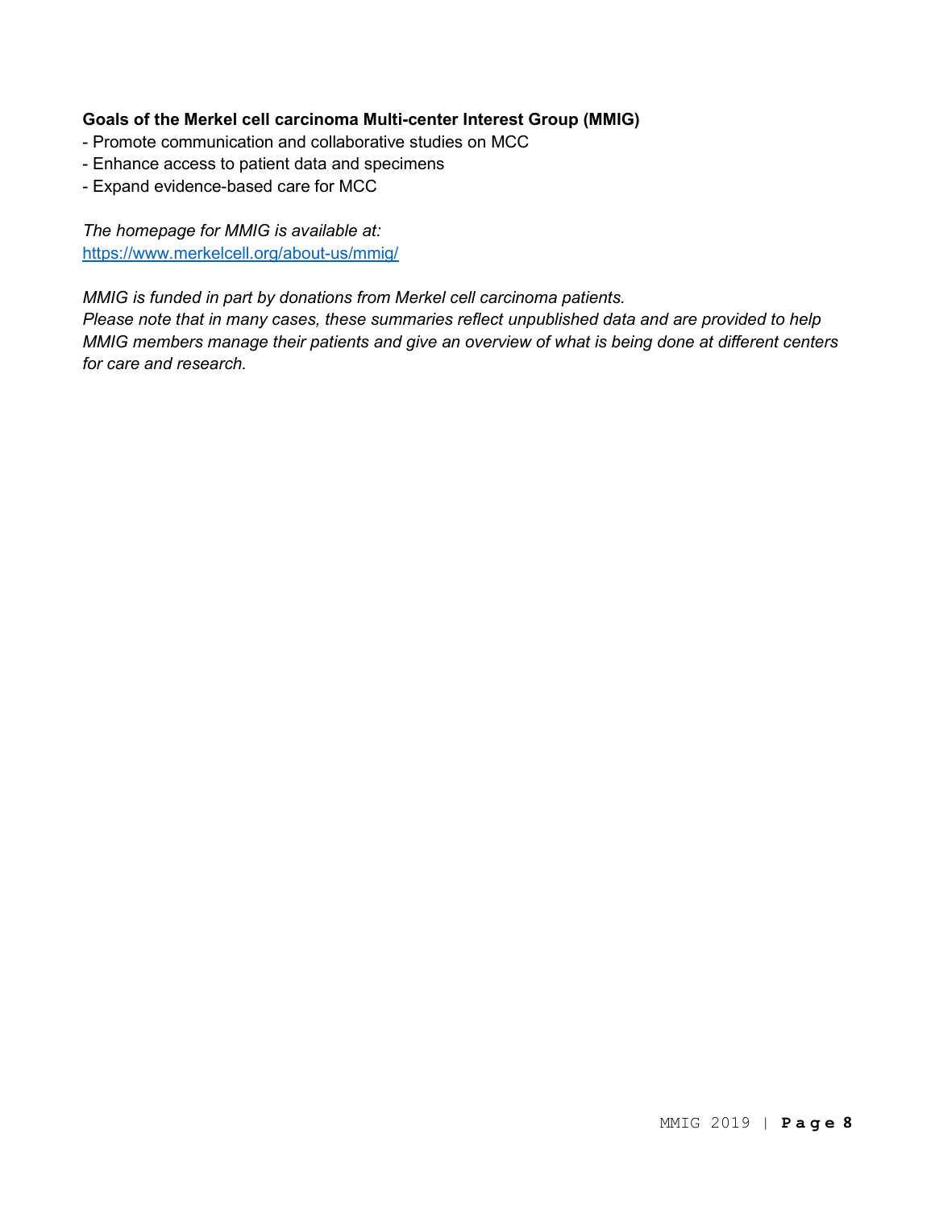**Goals of the Merkel cell carcinoma Multi-center Interest Group (MMIG)**

- Promote communication and collaborative studies on MCC
- Enhance access to patient data and specimens
- Expand evidence-based care for MCC

*The homepage for MMIG is available at:*
https://www.merkelcell.org/about-us/mmig/

*MMIG is funded in part by donations from Merkel cell carcinoma patients.*
*Please note that in many cases, these summaries reflect unpublished data and are provided to help MMIG members manage their patients and give an overview of what is being done at different centers for care and research.*